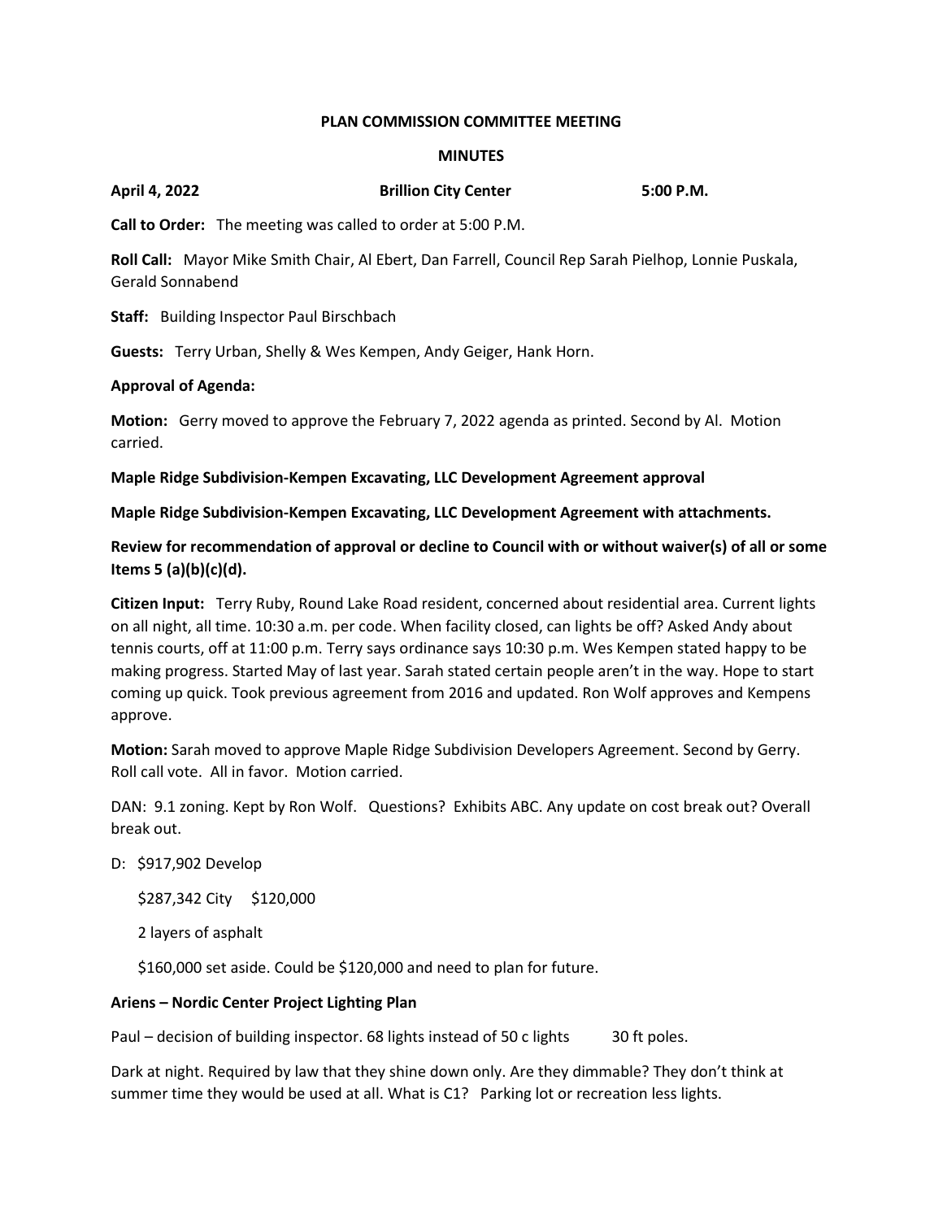**PLAN COMMISSION COMMITTEE MEETING**

**MINUTES**

**April 4, 2022** **Brillion City Center** **5:00 P.M.**

**Call to Order:** The meeting was called to order at 5:00 P.M.

**Roll Call:** Mayor Mike Smith Chair, Al Ebert, Dan Farrell, Council Rep Sarah Pielhop, Lonnie Puskala, Gerald Sonnabend

**Staff:** Building Inspector Paul Birschbach

**Guests:** Terry Urban, Shelly & Wes Kempen, Andy Geiger, Hank Horn.

**Approval of Agenda:**

**Motion:** Gerry moved to approve the February 7, 2022 agenda as printed. Second by Al. Motion carried.

**Maple Ridge Subdivision-Kempen Excavating, LLC Development Agreement approval**

**Maple Ridge Subdivision-Kempen Excavating, LLC Development Agreement with attachments.**

**Review for recommendation of approval or decline to Council with or without waiver(s) of all or some Items 5 (a)(b)(c)(d).**

**Citizen Input:** Terry Ruby, Round Lake Road resident, concerned about residential area. Current lights on all night, all time. 10:30 a.m. per code. When facility closed, can lights be off? Asked Andy about tennis courts, off at 11:00 p.m. Terry says ordinance says 10:30 p.m. Wes Kempen stated happy to be making progress. Started May of last year. Sarah stated certain people aren't in the way. Hope to start coming up quick. Took previous agreement from 2016 and updated. Ron Wolf approves and Kempens approve.

**Motion:** Sarah moved to approve Maple Ridge Subdivision Developers Agreement. Second by Gerry. Roll call vote. All in favor. Motion carried.

DAN: 9.1 zoning. Kept by Ron Wolf. Questions? Exhibits ABC. Any update on cost break out? Overall break out.

D: $917,902 Develop

$287,342 City $120,000

2 layers of asphalt

$160,000 set aside. Could be $120,000 and need to plan for future.

**Ariens – Nordic Center Project Lighting Plan**

Paul – decision of building inspector. 68 lights instead of 50 c lights 30 ft poles.

Dark at night. Required by law that they shine down only. Are they dimmable? They don't think at summer time they would be used at all. What is C1? Parking lot or recreation less lights.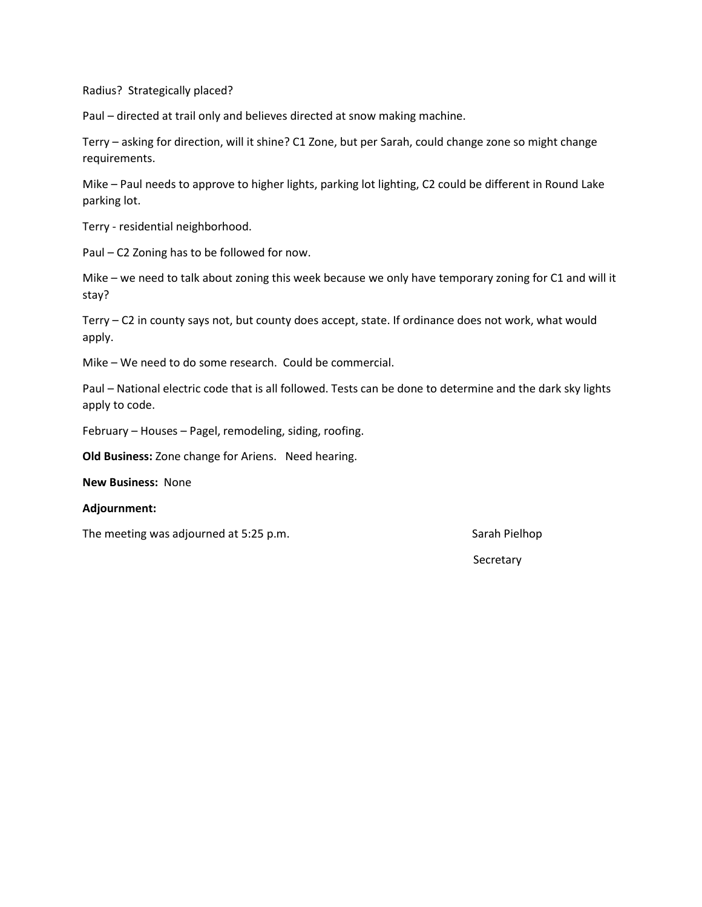Radius? Strategically placed?

Paul – directed at trail only and believes directed at snow making machine.

Terry – asking for direction, will it shine? C1 Zone, but per Sarah, could change zone so might change requirements.

Mike – Paul needs to approve to higher lights, parking lot lighting, C2 could be different in Round Lake parking lot.

Terry - residential neighborhood.

Paul – C2 Zoning has to be followed for now.

Mike – we need to talk about zoning this week because we only have temporary zoning for C1 and will it stay?

Terry – C2 in county says not, but county does accept, state. If ordinance does not work, what would apply.

Mike – We need to do some research. Could be commercial.

Paul – National electric code that is all followed. Tests can be done to determine and the dark sky lights apply to code.

February – Houses – Pagel, remodeling, siding, roofing.

**Old Business:** Zone change for Ariens. Need hearing.

**New Business:** None

**Adjournment:**

The meeting was adjourned at 5:25 p.m.

Sarah Pielhop

Secretary